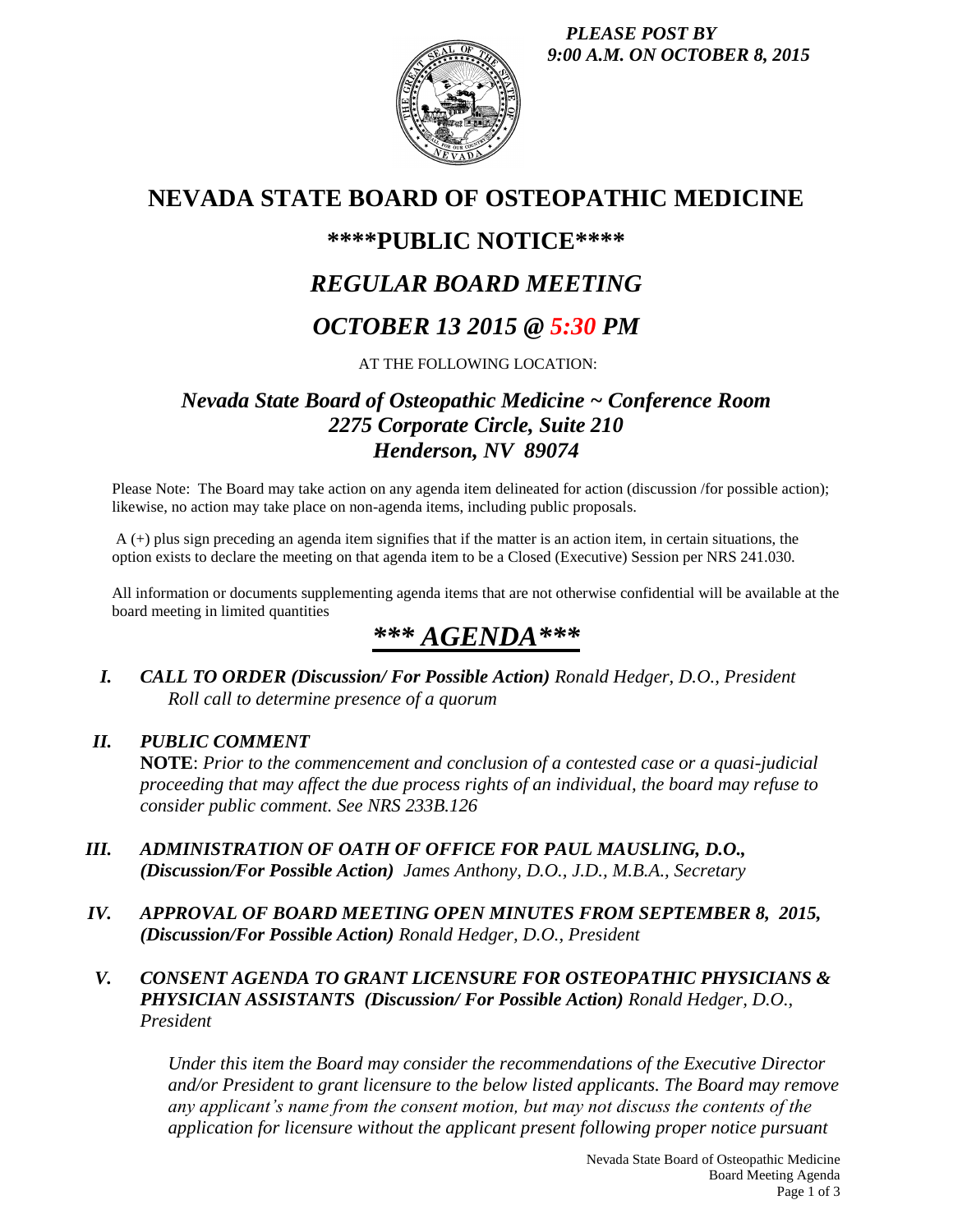*PLEASE POST BY 9:00 A.M. ON OCTOBER 8, 2015*

# NEVADA STATE BOARD OF OSTEOPATHIC MEDICINE

## \*\*\*\*PUBLIC NOTICE\*\*\*\*

## *REGULAR BOARD MEETING*

## *OCTOBER 13 2015 @ 5:30 PM*

AT THE FOLLOWING LOCATION:

### *Nevada State Board of Osteopathic Medicine ~ Conference Room*
### *2275 Corporate Circle, Suite 210*
### *Henderson, NV 89074*

Please Note: The Board may take action on any agenda item delineated for action (discussion /for possible action); likewise, no action may take place on non-agenda items, including public proposals.

A (+) plus sign preceding an agenda item signifies that if the matter is an action item, in certain situations, the option exists to declare the meeting on that agenda item to be a Closed (Executive) Session per NRS 241.030.

All information or documents supplementing agenda items that are not otherwise confidential will be available at the board meeting in limited quantities

# *\*\*\* AGENDA\*\*\**

**I.** ***CALL TO ORDER (Discussion/ For Possible Action)*** *Ronald Hedger, D.O., President*
*Roll call to determine presence of a quorum*

**II.** ***PUBLIC COMMENT***
**NOTE**: *Prior to the commencement and conclusion of a contested case or a quasi-judicial proceeding that may affect the due process rights of an individual, the board may refuse to consider public comment. See NRS 233B.126*

**III.** ***ADMINISTRATION OF OATH OF OFFICE FOR PAUL MAUSLING, D.O., (Discussion/For Possible Action)*** *James Anthony, D.O., J.D., M.B.A., Secretary*

**IV.** ***APPROVAL OF BOARD MEETING OPEN MINUTES FROM SEPTEMBER 8, 2015, (Discussion/For Possible Action)*** *Ronald Hedger, D.O., President*

**V.** ***CONSENT AGENDA TO GRANT LICENSURE FOR OSTEOPATHIC PHYSICIANS & PHYSICIAN ASSISTANTS (Discussion/ For Possible Action)*** *Ronald Hedger, D.O., President*

*Under this item the Board may consider the recommendations of the Executive Director and/or President to grant licensure to the below listed applicants. The Board may remove any applicant's name from the consent motion, but may not discuss the contents of the application for licensure without the applicant present following proper notice pursuant*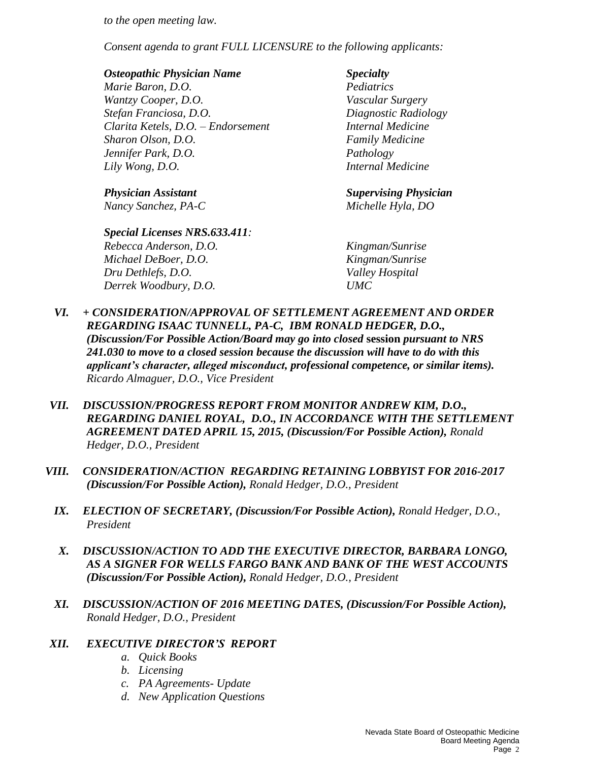*to the open meeting law.*

*Consent agenda to grant FULL LICENSURE to the following applicants:*

| ***Osteopathic Physician Name*** | ***Specialty*** |
|---|---|
| *Marie Baron, D.O.* | *Pediatrics* |
| *Wantzy Cooper, D.O.* | *Vascular Surgery* |
| *Stefan Franciosa, D.O.* | *Diagnostic Radiology* |
| *Clarita Ketels, D.O. – Endorsement* | *Internal Medicine* |
| *Sharon Olson, D.O.* | *Family Medicine* |
| *Jennifer Park, D.O.* | *Pathology* |
| *Lily Wong, D.O.* | *Internal Medicine* |

| ***Physician Assistant*** | ***Supervising Physician*** |
|---|---|
| *Nancy Sanchez, PA-C* | *Michelle Hyla, DO* |

***Special Licenses NRS.633.411****:*

| | |
|---|---|
| *Rebecca Anderson, D.O.* | *Kingman/Sunrise* |
| *Michael DeBoer, D.O.* | *Kingman/Sunrise* |
| *Dru Dethlefs, D.O.* | *Valley Hospital* |
| *Derrek Woodbury, D.O.* | *UMC* |

VI. ***+ CONSIDERATION/APPROVAL OF SETTLEMENT AGREEMENT AND ORDER REGARDING ISAAC TUNNELL, PA-C, IBM RONALD HEDGER, D.O., (Discussion/For Possible Action/Board may go into closed*** **session** ***pursuant to NRS 241.030 to move to a closed session because the discussion will have to do with this applicant's character, alleged misconduct, professional competence, or similar items).*** *Ricardo Almaguer, D.O., Vice President*

VII. ***DISCUSSION/PROGRESS REPORT FROM MONITOR ANDREW KIM, D.O., REGARDING DANIEL ROYAL, D.O., IN ACCORDANCE WITH THE SETTLEMENT AGREEMENT DATED APRIL 15, 2015, (Discussion/For Possible Action),*** *Ronald Hedger, D.O., President*

VIII. ***CONSIDERATION/ACTION REGARDING RETAINING LOBBYIST FOR 2016-2017 (Discussion/For Possible Action),*** *Ronald Hedger, D.O., President*

IX. ***ELECTION OF SECRETARY, (Discussion/For Possible Action),*** *Ronald Hedger, D.O., President*

X. ***DISCUSSION/ACTION TO ADD THE EXECUTIVE DIRECTOR, BARBARA LONGO, AS A SIGNER FOR WELLS FARGO BANK AND BANK OF THE WEST ACCOUNTS (Discussion/For Possible Action),*** *Ronald Hedger, D.O., President*

XI. ***DISCUSSION/ACTION OF 2016 MEETING DATES, (Discussion/For Possible Action),*** *Ronald Hedger, D.O., President*

XII. ***EXECUTIVE DIRECTOR'S REPORT***

a. *Quick Books*
b. *Licensing*
c. *PA Agreements- Update*
d. *New Application Questions*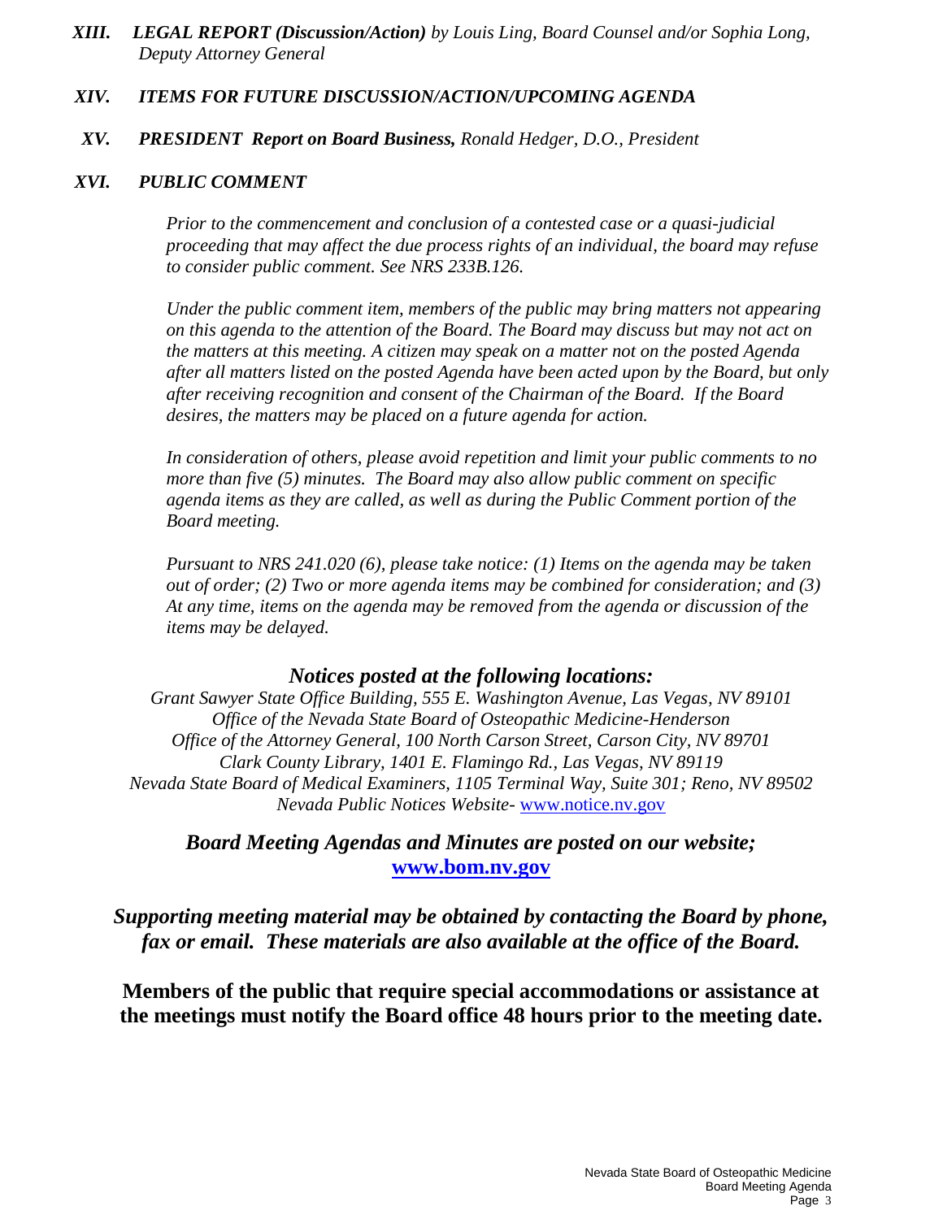***XIII. LEGAL REPORT (Discussion/Action)*** *by Louis Ling, Board Counsel and/or Sophia Long, Deputy Attorney General*

***XIV. ITEMS FOR FUTURE DISCUSSION/ACTION/UPCOMING AGENDA***

***XV. PRESIDENT Report on Board Business,*** *Ronald Hedger, D.O., President*

***XVI. PUBLIC COMMENT***

*Prior to the commencement and conclusion of a contested case or a quasi-judicial proceeding that may affect the due process rights of an individual, the board may refuse to consider public comment. See NRS 233B.126.*

*Under the public comment item, members of the public may bring matters not appearing on this agenda to the attention of the Board. The Board may discuss but may not act on the matters at this meeting. A citizen may speak on a matter not on the posted Agenda after all matters listed on the posted Agenda have been acted upon by the Board, but only after receiving recognition and consent of the Chairman of the Board. If the Board desires, the matters may be placed on a future agenda for action.*

*In consideration of others, please avoid repetition and limit your public comments to no more than five (5) minutes. The Board may also allow public comment on specific agenda items as they are called, as well as during the Public Comment portion of the Board meeting.*

*Pursuant to NRS 241.020 (6), please take notice: (1) Items on the agenda may be taken out of order; (2) Two or more agenda items may be combined for consideration; and (3) At any time, items on the agenda may be removed from the agenda or discussion of the items may be delayed.*

***Notices posted at the following locations:***

*Grant Sawyer State Office Building, 555 E. Washington Avenue, Las Vegas, NV 89101*
*Office of the Nevada State Board of Osteopathic Medicine-Henderson*
*Office of the Attorney General, 100 North Carson Street, Carson City, NV 89701*
*Clark County Library, 1401 E. Flamingo Rd., Las Vegas, NV 89119*
*Nevada State Board of Medical Examiners, 1105 Terminal Way, Suite 301; Reno, NV 89502*
*Nevada Public Notices Website-* www.notice.nv.gov

***Board Meeting Agendas and Minutes are posted on our website;***
***www.bom.nv.gov***

***Supporting meeting material may be obtained by contacting the Board by phone, fax or email. These materials are also available at the office of the Board.***

**Members of the public that require special accommodations or assistance at the meetings must notify the Board office 48 hours prior to the meeting date.**